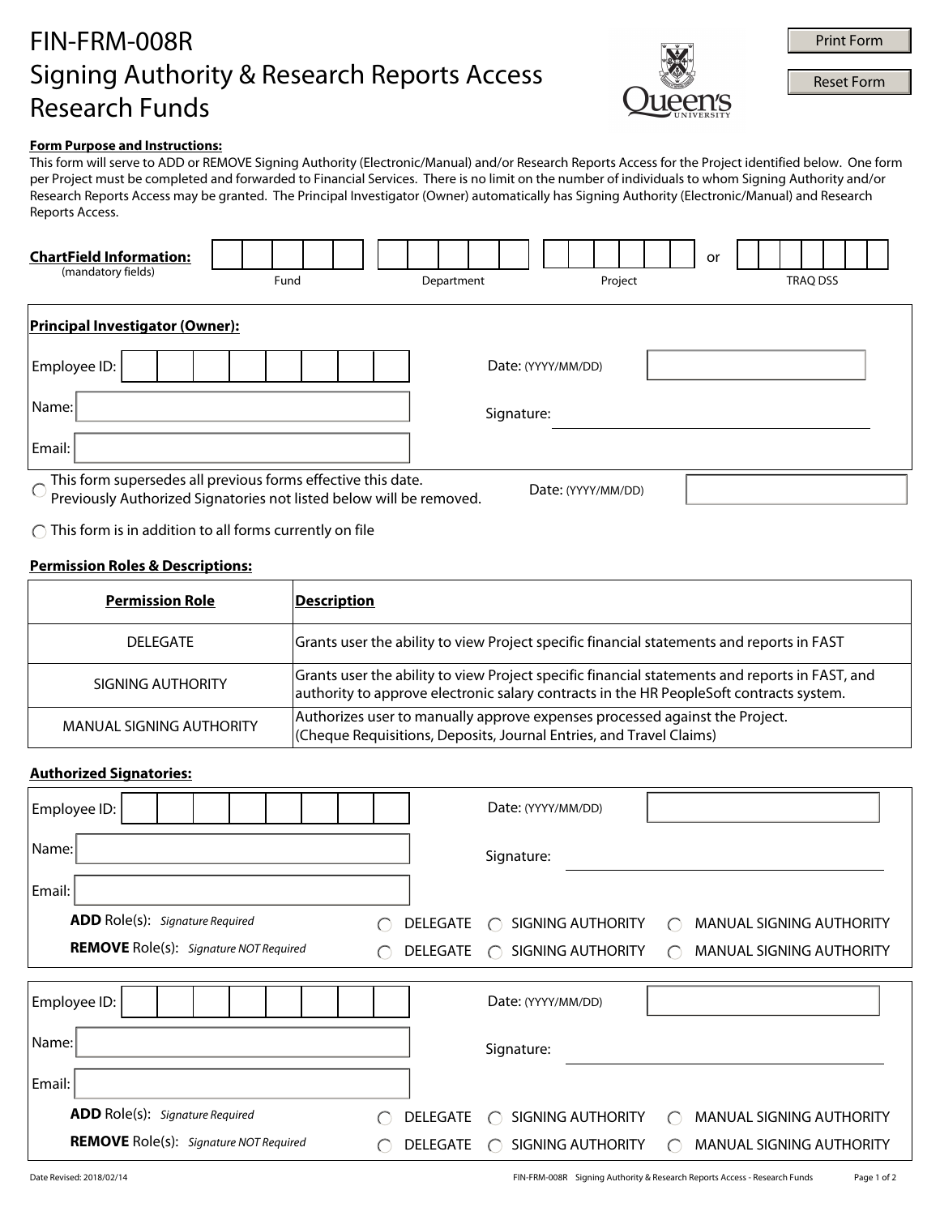# FIN-FRM-008R
# Signing Authority & Research Reports Access Research Funds

Print Form | Reset Form

**Form Purpose and Instructions:**

This form will serve to ADD or REMOVE Signing Authority (Electronic/Manual) and/or Research Reports Access for the Project identified below. One form per Project must be completed and forwarded to Financial Services. There is no limit on the number of individuals to whom Signing Authority and/or Research Reports Access may be granted. The Principal Investigator (Owner) automatically has Signing Authority (Electronic/Manual) and Research Reports Access.

**ChartField Information:** (mandatory fields)

| Fund | Department | Project | or | TRAQ DSS |
|---|---|---|---|---|
| | | | | |

**Principal Investigator (Owner):**

Employee ID: ____________ Date: (YYYY/MM/DD) ____________

Name: ____________ Signature: ____________

Email: ____________

○ This form supersedes all previous forms effective this date. Previously Authorized Signatories not listed below will be removed. Date: (YYYY/MM/DD) ____________

○ This form is in addition to all forms currently on file

**Permission Roles & Descriptions:**

| Permission Role | Description |
|---|---|
| DELEGATE | Grants user the ability to view Project specific financial statements and reports in FAST |
| SIGNING AUTHORITY | Grants user the ability to view Project specific financial statements and reports in FAST, and authority to approve electronic salary contracts in the HR PeopleSoft contracts system. |
| MANUAL SIGNING AUTHORITY | Authorizes user to manually approve expenses processed against the Project. (Cheque Requisitions, Deposits, Journal Entries, and Travel Claims) |

**Authorized Signatories:**

Employee ID: ____________ Date: (YYYY/MM/DD) ____________

Name: ____________ Signature: ____________

Email: ____________

**ADD** Role(s): *Signature Required* ○ DELEGATE ○ SIGNING AUTHORITY ○ MANUAL SIGNING AUTHORITY

**REMOVE** Role(s): *Signature NOT Required* ○ DELEGATE ○ SIGNING AUTHORITY ○ MANUAL SIGNING AUTHORITY

Employee ID: ____________ Date: (YYYY/MM/DD) ____________

Name: ____________ Signature: ____________

Email: ____________

**ADD** Role(s): *Signature Required* ○ DELEGATE ○ SIGNING AUTHORITY ○ MANUAL SIGNING AUTHORITY

**REMOVE** Role(s): *Signature NOT Required* ○ DELEGATE ○ SIGNING AUTHORITY ○ MANUAL SIGNING AUTHORITY

Date Revised: 2018/02/14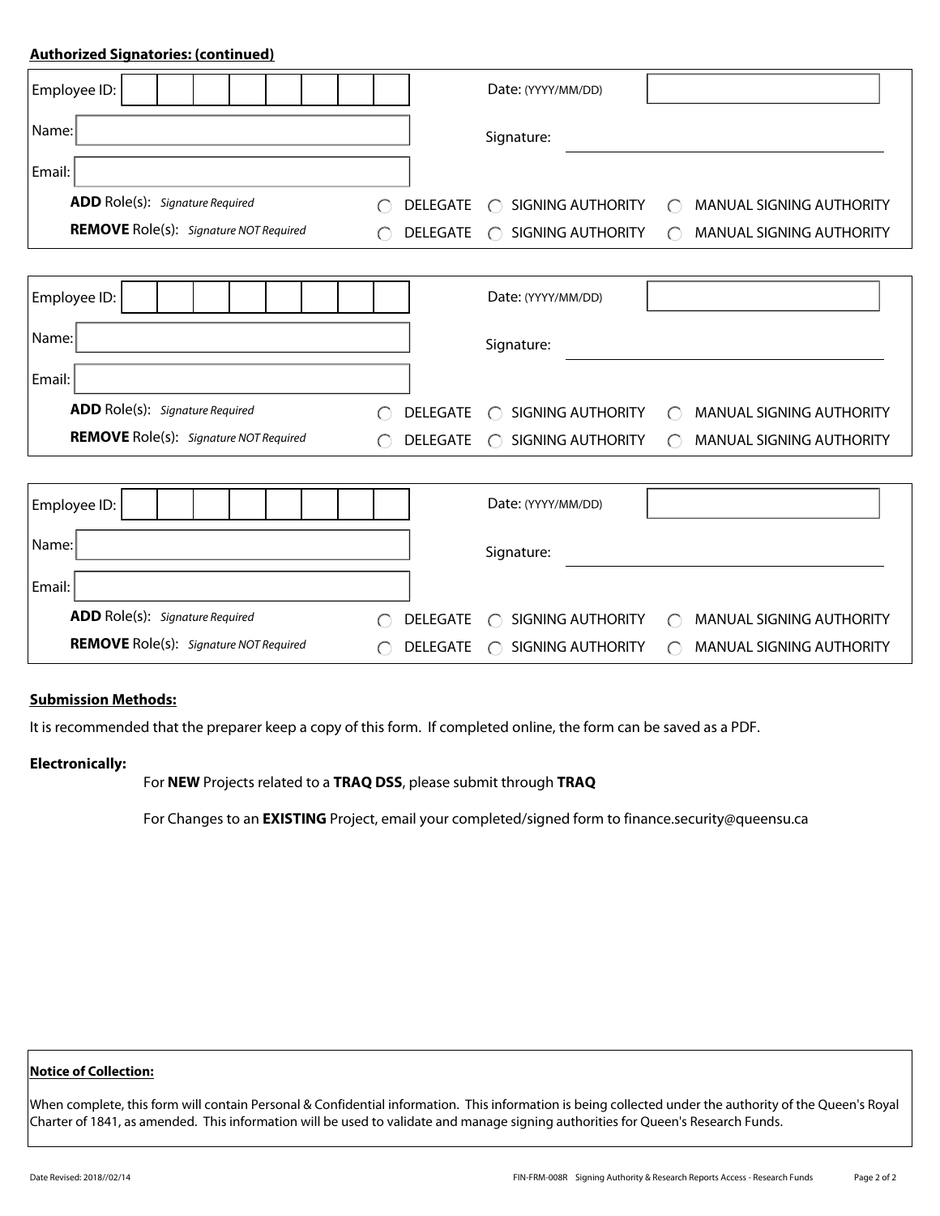**Authorized Signatories: (continued)**

| | | | |
|---|---|---|---|
| Employee ID: | | Date: (YYYY/MM/DD) | |
| Name: | | Signature: | |
| Email: | | | |
| **ADD** Role(s): *Signature Required* | ◯ DELEGATE | ◯ SIGNING AUTHORITY | ◯ MANUAL SIGNING AUTHORITY |
| **REMOVE** Role(s): *Signature NOT Required* | ◯ DELEGATE | ◯ SIGNING AUTHORITY | ◯ MANUAL SIGNING AUTHORITY |

| | | | |
|---|---|---|---|
| Employee ID: | | Date: (YYYY/MM/DD) | |
| Name: | | Signature: | |
| Email: | | | |
| **ADD** Role(s): *Signature Required* | ◯ DELEGATE | ◯ SIGNING AUTHORITY | ◯ MANUAL SIGNING AUTHORITY |
| **REMOVE** Role(s): *Signature NOT Required* | ◯ DELEGATE | ◯ SIGNING AUTHORITY | ◯ MANUAL SIGNING AUTHORITY |

| | | | |
|---|---|---|---|
| Employee ID: | | Date: (YYYY/MM/DD) | |
| Name: | | Signature: | |
| Email: | | | |
| **ADD** Role(s): *Signature Required* | ◯ DELEGATE | ◯ SIGNING AUTHORITY | ◯ MANUAL SIGNING AUTHORITY |
| **REMOVE** Role(s): *Signature NOT Required* | ◯ DELEGATE | ◯ SIGNING AUTHORITY | ◯ MANUAL SIGNING AUTHORITY |

**Submission Methods:**

It is recommended that the preparer keep a copy of this form. If completed online, the form can be saved as a PDF.

**Electronically:**

For **NEW** Projects related to a **TRAQ DSS**, please submit through **TRAQ**

For Changes to an **EXISTING** Project, email your completed/signed form to finance.security@queensu.ca

**Notice of Collection:**

When complete, this form will contain Personal & Confidential information. This information is being collected under the authority of the Queen's Royal Charter of 1841, as amended. This information will be used to validate and manage signing authorities for Queen's Research Funds.

Date Revised: 2018//02/14 FIN-FRM-008R Signing Authority & Research Reports Access - Research Funds